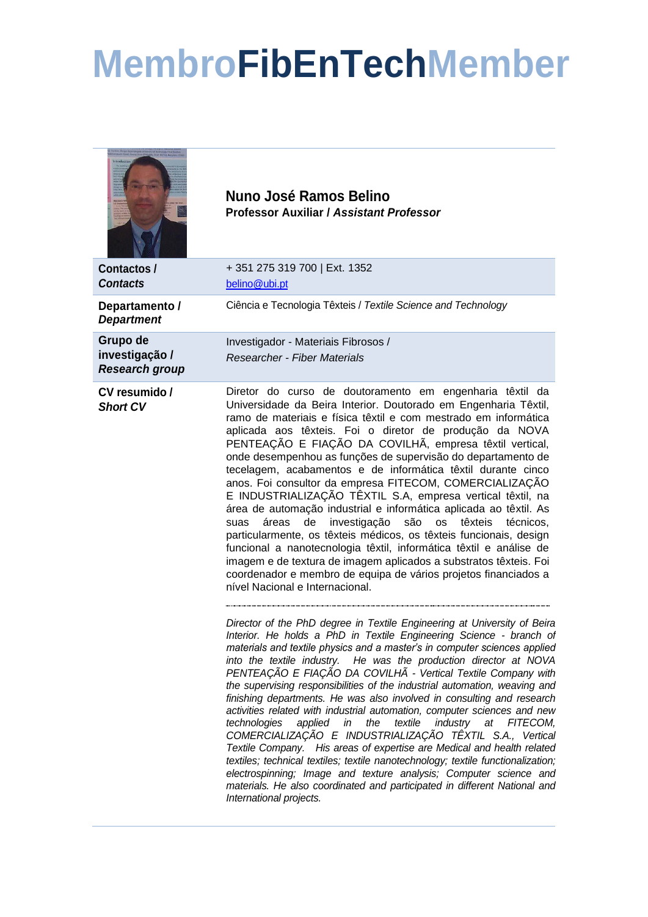# MembroFibEnTechMember

**Nuno José Ramos Belino**
**Professor Auxiliar / *Assistant Professor***

| | |
|---|---|
| **Contactos / *Contacts*** | + 351 275 319 700 \| Ext. 1352<br>belino@ubi.pt |
| **Departamento / *Department*** | Ciência e Tecnologia Têxteis / *Textile Science and Technology* |
| **Grupo de investigação / *Research group*** | Investigador - Materiais Fibrosos / *Researcher - Fiber Materials* |
| **CV resumido / *Short CV*** | Diretor do curso de doutoramento em engenharia têxtil da Universidade da Beira Interior. Doutorado em Engenharia Têxtil, ramo de materiais e física têxtil e com mestrado em informática aplicada aos têxteis. Foi o diretor de produção da NOVA PENTEAÇÃO E FIAÇÃO DA COVILHÃ, empresa têxtil vertical, onde desempenhou as funções de supervisão do departamento de tecelagem, acabamentos e de informática têxtil durante cinco anos. Foi consultor da empresa FITECOM, COMERCIALIZAÇÃO E INDUSTRIALIZAÇÃO TÊXTIL S.A, empresa vertical têxtil, na área de automação industrial e informática aplicada ao têxtil. As suas áreas de investigação são os têxteis técnicos, particularmente, os têxteis médicos, os têxteis funcionais, design funcional a nanotecnologia têxtil, informática têxtil e análise de imagem e de textura de imagem aplicados a substratos têxteis. Foi coordenador e membro de equipa de vários projetos financiados a nível Nacional e Internacional.<br><br>*Director of the PhD degree in Textile Engineering at University of Beira Interior. He holds a PhD in Textile Engineering Science - branch of materials and textile physics and a master's in computer sciences applied into the textile industry. He was the production director at NOVA PENTEAÇÃO E FIAÇÃO DA COVILHÃ - Vertical Textile Company with the supervising responsibilities of the industrial automation, weaving and finishing departments. He was also involved in consulting and research activities related with industrial automation, computer sciences and new technologies applied in the textile industry at FITECOM, COMERCIALIZAÇÃO E INDUSTRIALIZAÇÃO TÊXTIL S.A., Vertical Textile Company. His areas of expertise are Medical and health related textiles; technical textiles; textile nanotechnology; textile functionalization; electrospinning; Image and texture analysis; Computer science and materials. He also coordinated and participated in different National and International projects.* |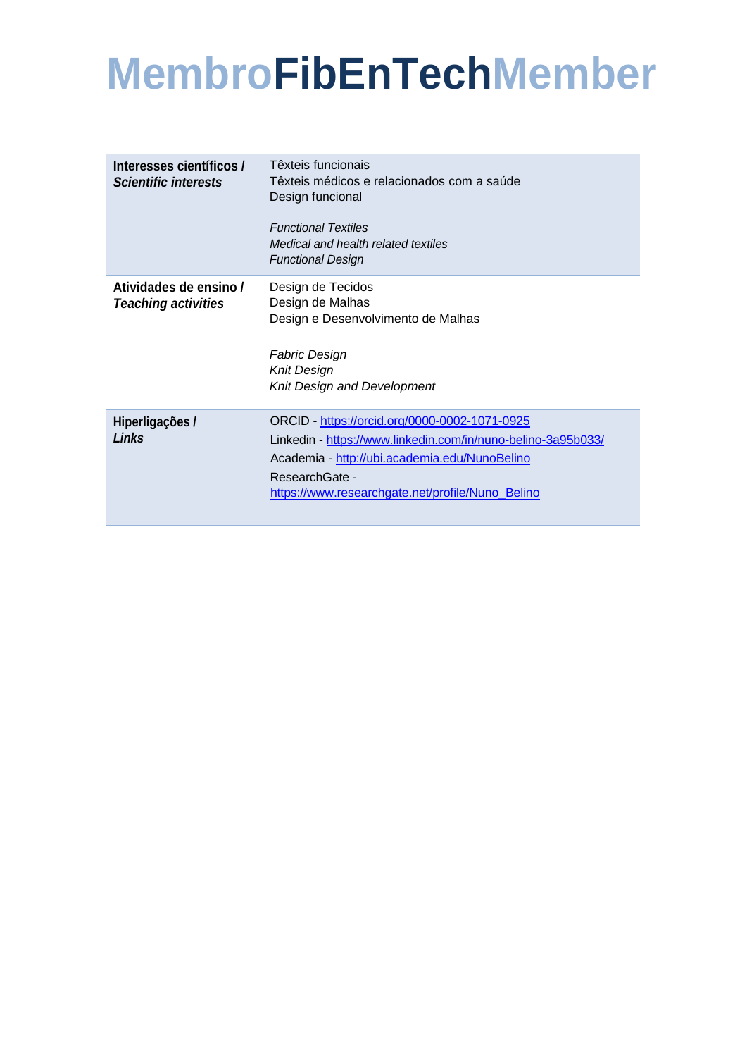# MembroFibEnTechMember

| | |
|---|---|
| **Interesses científicos /** ***Scientific interests*** | Têxteis funcionais<br>Têxteis médicos e relacionados com a saúde<br>Design funcional<br><br>*Functional Textiles*<br>*Medical and health related textiles*<br>*Functional Design* |
| **Atividades de ensino /** ***Teaching activities*** | Design de Tecidos<br>Design de Malhas<br>Design e Desenvolvimento de Malhas<br><br>*Fabric Design*<br>*Knit Design*<br>*Knit Design and Development* |
| **Hiperligações /** ***Links*** | ORCID - https://orcid.org/0000-0002-1071-0925<br>Linkedin - https://www.linkedin.com/in/nuno-belino-3a95b033/<br>Academia - http://ubi.academia.edu/NunoBelino<br>ResearchGate - https://www.researchgate.net/profile/Nuno_Belino |